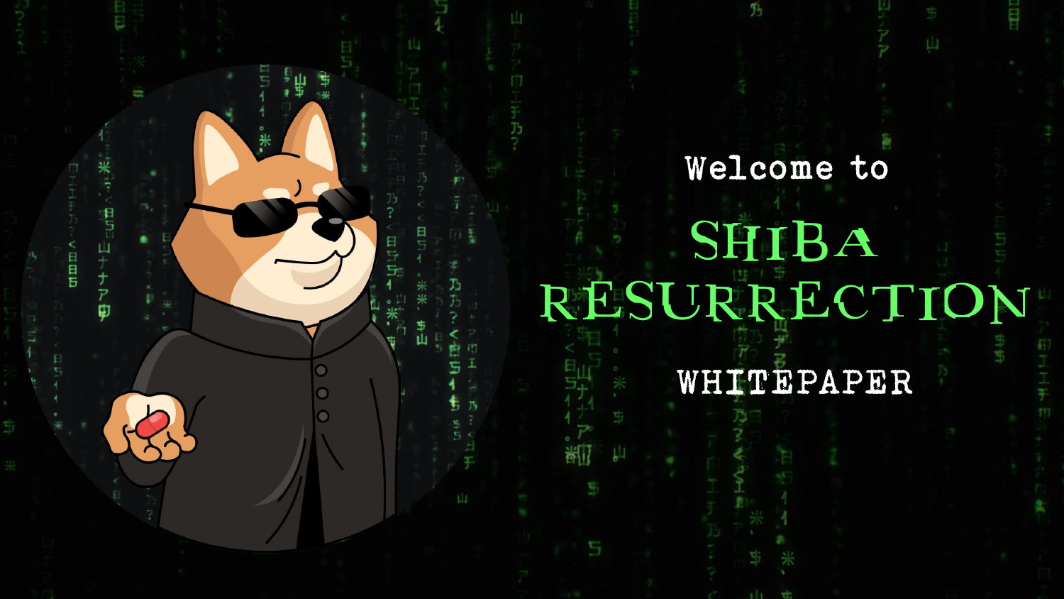Welcome to

# SHIBA RESURRECTION

WHITEPAPER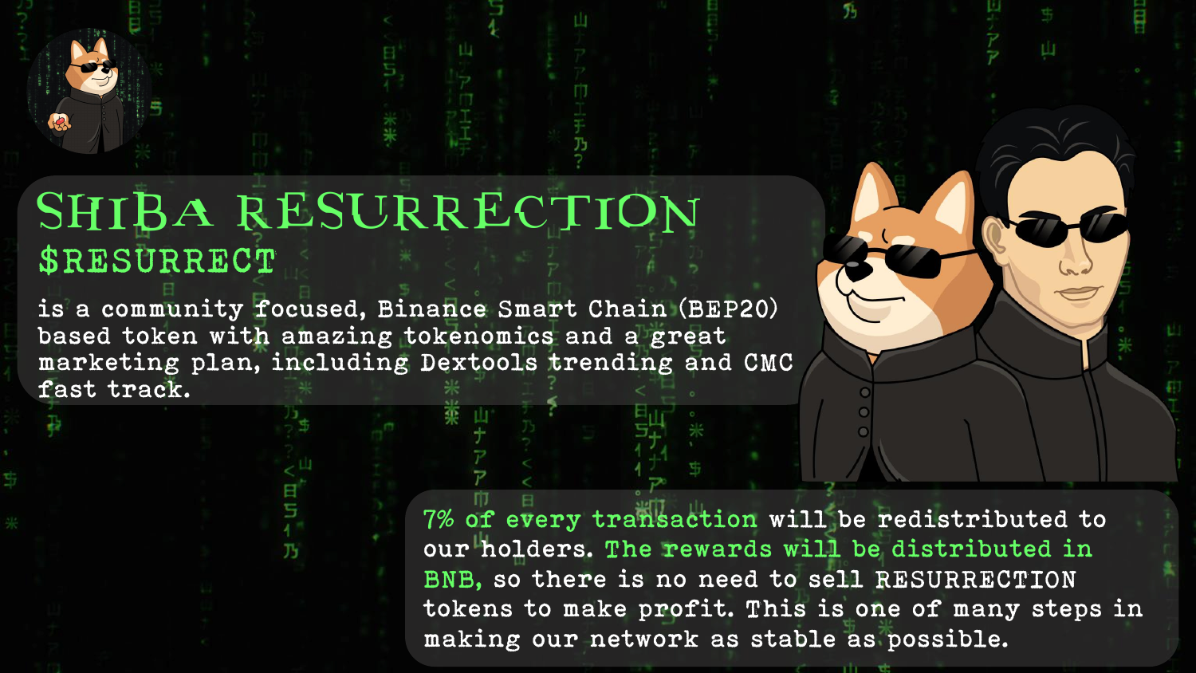# SHIBA RESURRECTION

## $RESURRECT

is a community focused, Binance Smart Chain (BEP20) based token with amazing tokenomics and a great marketing plan, including Dextools trending and CMC fast track.

7% of every transaction will be redistributed to our holders. The rewards will be distributed in BNB, so there is no need to sell RESURRECTION tokens to make profit. This is one of many steps in making our network as stable as possible.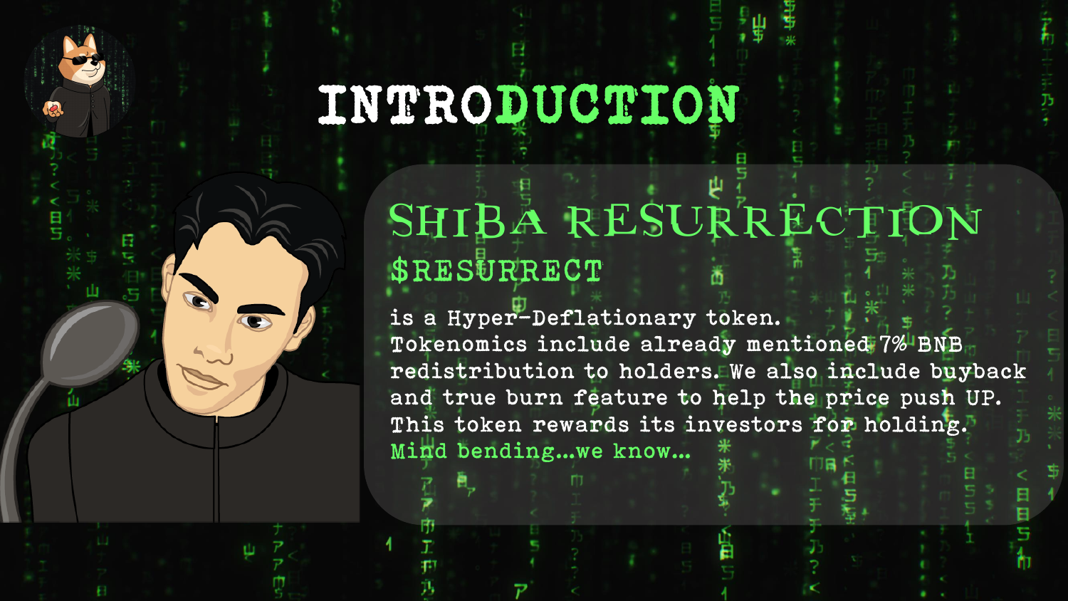# INTRODUCTION

## SHIBA RESURRECTION

### $RESURRECT

is a Hyper-Deflationary token. Tokenomics include already mentioned 7% BNB redistribution to holders. We also include buyback and true burn feature to help the price push UP. This token rewards its investors for holding.

Mind bending...we know...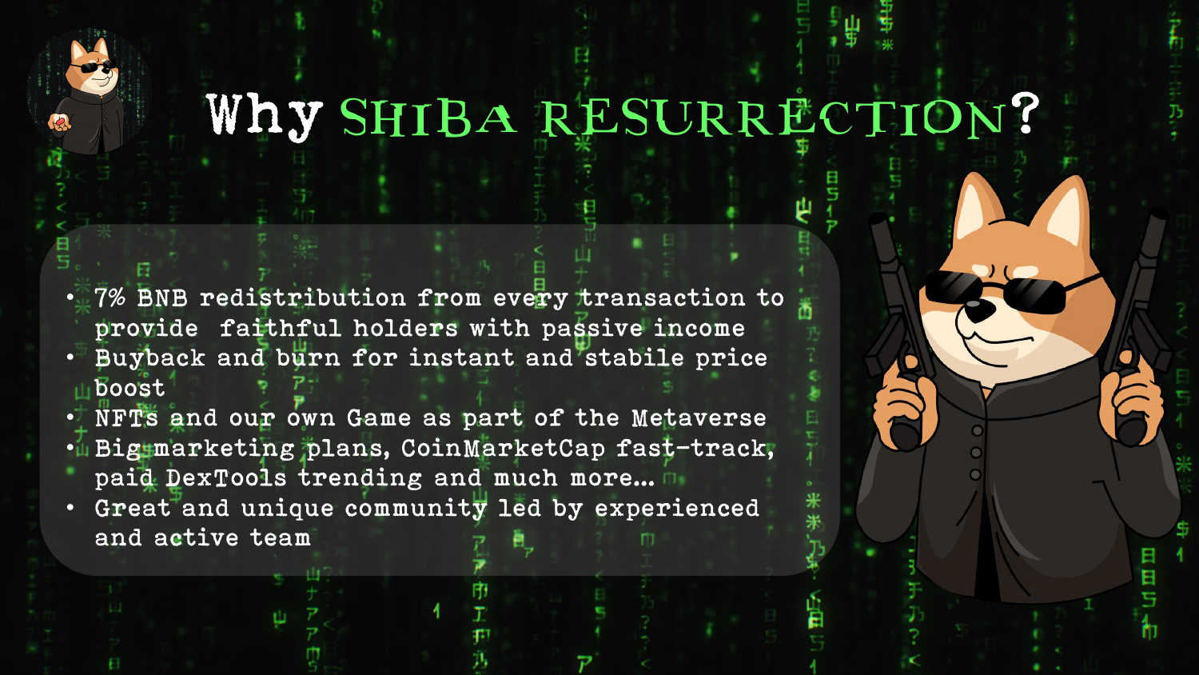# Why SHIBA RESURRECTION?

- 7% BNB redistribution from every transaction to provide faithful holders with passive income
- Buyback and burn for instant and stabile price boost
- NFTs and our own Game as part of the Metaverse
- Big marketing plans, CoinMarketCap fast-track, paid DexTools trending and much more...
- Great and unique community led by experienced and active team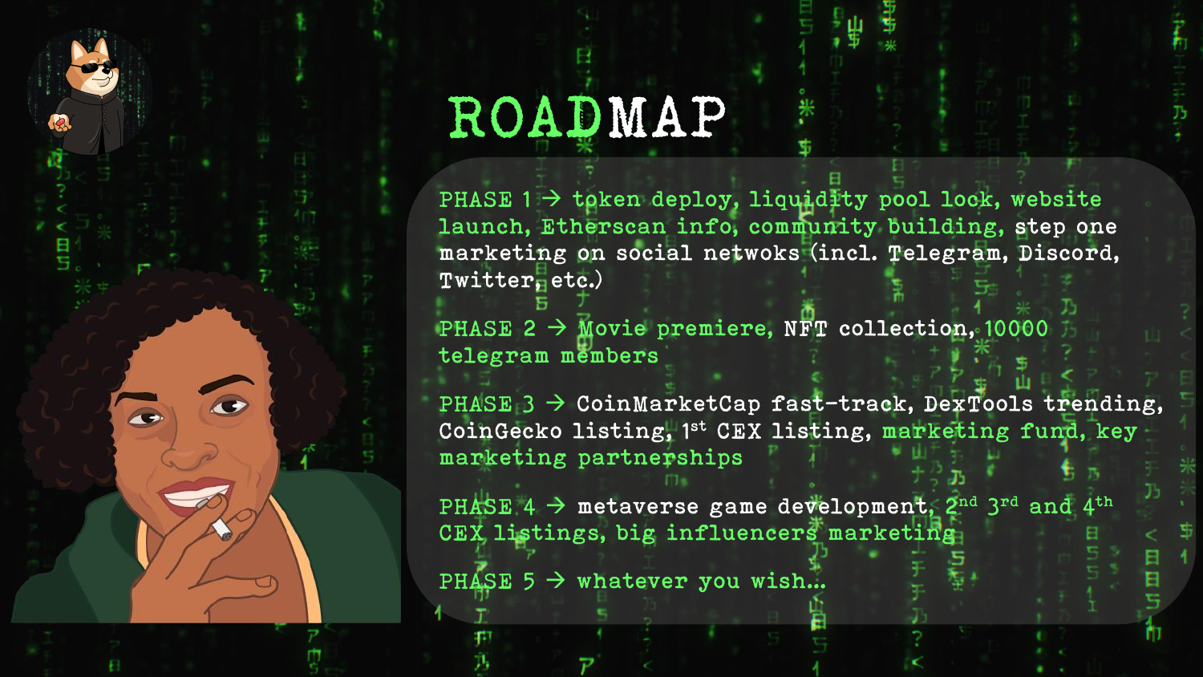# ROADMAP

PHASE 1 → token deploy, liquidity pool lock, website launch, Etherscan info, community building, step one marketing on social netwoks (incl. Telegram, Discord, Twitter, etc.)

PHASE 2 → Movie premiere, NFT collection, 10000 telegram members

PHASE 3 → CoinMarketCap fast-track, DexTools trending, CoinGecko listing, 1st CEX listing, marketing fund, key marketing partnerships

PHASE 4 → metaverse game development, 2nd 3rd and 4th CEX listings, big influencers marketing

PHASE 5 → whatever you wish...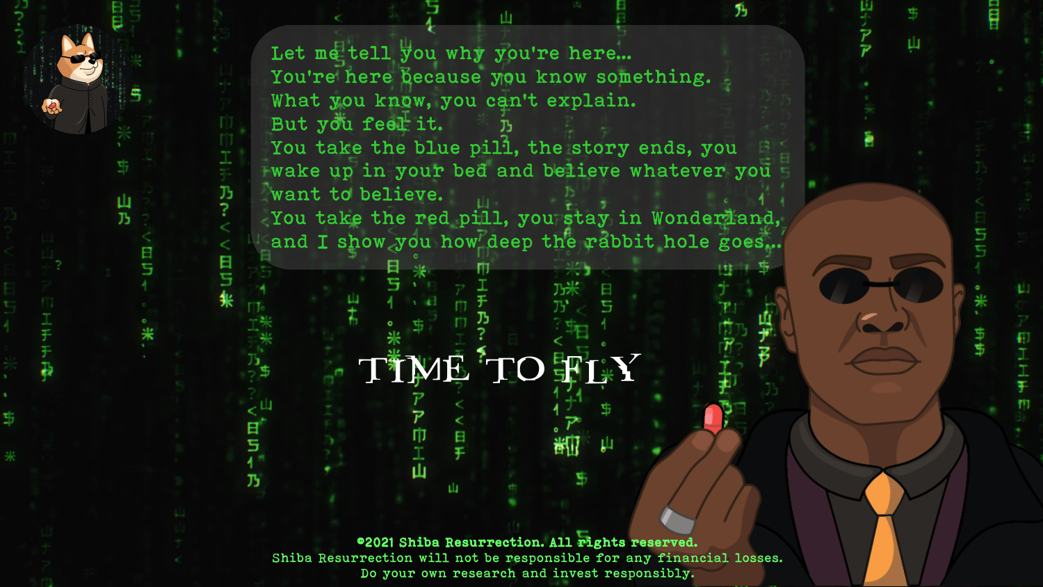Let me tell you why you're here...
You're here because you know something.
What you know, you can't explain.
But you feel it.
You take the blue pill, the story ends, you wake up in your bed and believe whatever you want to believe.
You take the red pill, you stay in Wonderland, and I show you how deep the rabbit hole goes...

# TIME TO FLY

**©2021 Shiba Resurrection. All rights reserved.**
Shiba Resurrection will not be responsible for any financial losses.
Do your own research and invest responsibly.